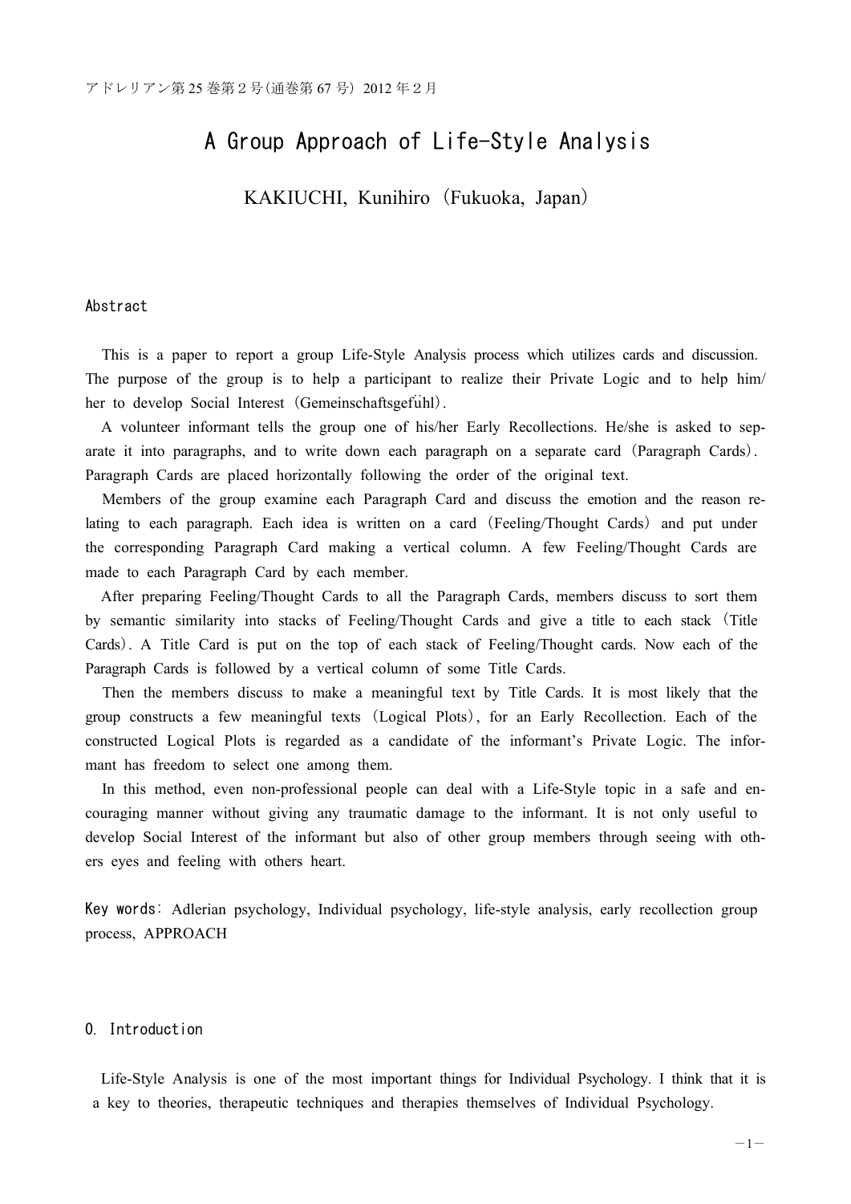アドレリアン第25巻第２号(通巻第67号) 2012年２月

# A Group Approach of Life-Style Analysis

KAKIUCHI, Kunihiro（Fukuoka, Japan）

## Abstract

This is a paper to report a group Life-Style Analysis process which utilizes cards and discussion. The purpose of the group is to help a participant to realize their Private Logic and to help him/her to develop Social Interest（Gemeinschaftsgefühl）.

A volunteer informant tells the group one of his/her Early Recollections. He/she is asked to separate it into paragraphs, and to write down each paragraph on a separate card（Paragraph Cards）. Paragraph Cards are placed horizontally following the order of the original text.

Members of the group examine each Paragraph Card and discuss the emotion and the reason relating to each paragraph. Each idea is written on a card（Feeling/Thought Cards）and put under the corresponding Paragraph Card making a vertical column. A few Feeling/Thought Cards are made to each Paragraph Card by each member.

After preparing Feeling/Thought Cards to all the Paragraph Cards, members discuss to sort them by semantic similarity into stacks of Feeling/Thought Cards and give a title to each stack（Title Cards）. A Title Card is put on the top of each stack of Feeling/Thought cards. Now each of the Paragraph Cards is followed by a vertical column of some Title Cards.

Then the members discuss to make a meaningful text by Title Cards. It is most likely that the group constructs a few meaningful texts（Logical Plots）, for an Early Recollection. Each of the constructed Logical Plots is regarded as a candidate of the informant's Private Logic. The informant has freedom to select one among them.

In this method, even non-professional people can deal with a Life-Style topic in a safe and encouraging manner without giving any traumatic damage to the informant. It is not only useful to develop Social Interest of the informant but also of other group members through seeing with others eyes and feeling with others heart.

**Key words**: Adlerian psychology, Individual psychology, life-style analysis, early recollection group process, APPROACH

## 0. Introduction

Life-Style Analysis is one of the most important things for Individual Psychology. I think that it is a key to theories, therapeutic techniques and therapies themselves of Individual Psychology.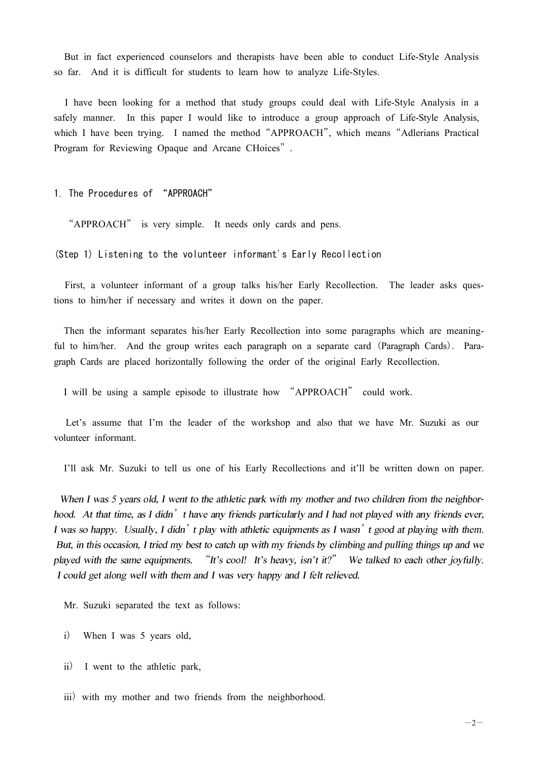But in fact experienced counselors and therapists have been able to conduct Life-Style Analysis so far. And it is difficult for students to learn how to analyze Life-Styles.

I have been looking for a method that study groups could deal with Life-Style Analysis in a safely manner. In this paper I would like to introduce a group approach of Life-Style Analysis, which I have been trying. I named the method "APPROACH", which means "Adlerians Practical Program for Reviewing Opaque and Arcane CHoices".

## 1. The Procedures of "APPROACH"

"APPROACH" is very simple. It needs only cards and pens.

### (Step 1) Listening to the volunteer informant's Early Recollection

First, a volunteer informant of a group talks his/her Early Recollection. The leader asks questions to him/her if necessary and writes it down on the paper.

Then the informant separates his/her Early Recollection into some paragraphs which are meaningful to him/her. And the group writes each paragraph on a separate card (Paragraph Cards). Paragraph Cards are placed horizontally following the order of the original Early Recollection.

I will be using a sample episode to illustrate how "APPROACH" could work.

Let's assume that I'm the leader of the workshop and also that we have Mr. Suzuki as our volunteer informant.

I'll ask Mr. Suzuki to tell us one of his Early Recollections and it'll be written down on paper.

*When I was 5 years old, I went to the athletic park with my mother and two children from the neighborhood. At that time, as I didn't have any friends particularly and I had not played with any friends ever, I was so happy. Usually, I didn't play with athletic equipments as I wasn't good at playing with them. But, in this occasion, I tried my best to catch up with my friends by climbing and pulling things up and we played with the same equipments. "It's cool! It's heavy, isn't it?" We talked to each other joyfully. I could get along well with them and I was very happy and I felt relieved.*

Mr. Suzuki separated the text as follows:

i) When I was 5 years old,

ii) I went to the athletic park,

iii) with my mother and two friends from the neighborhood.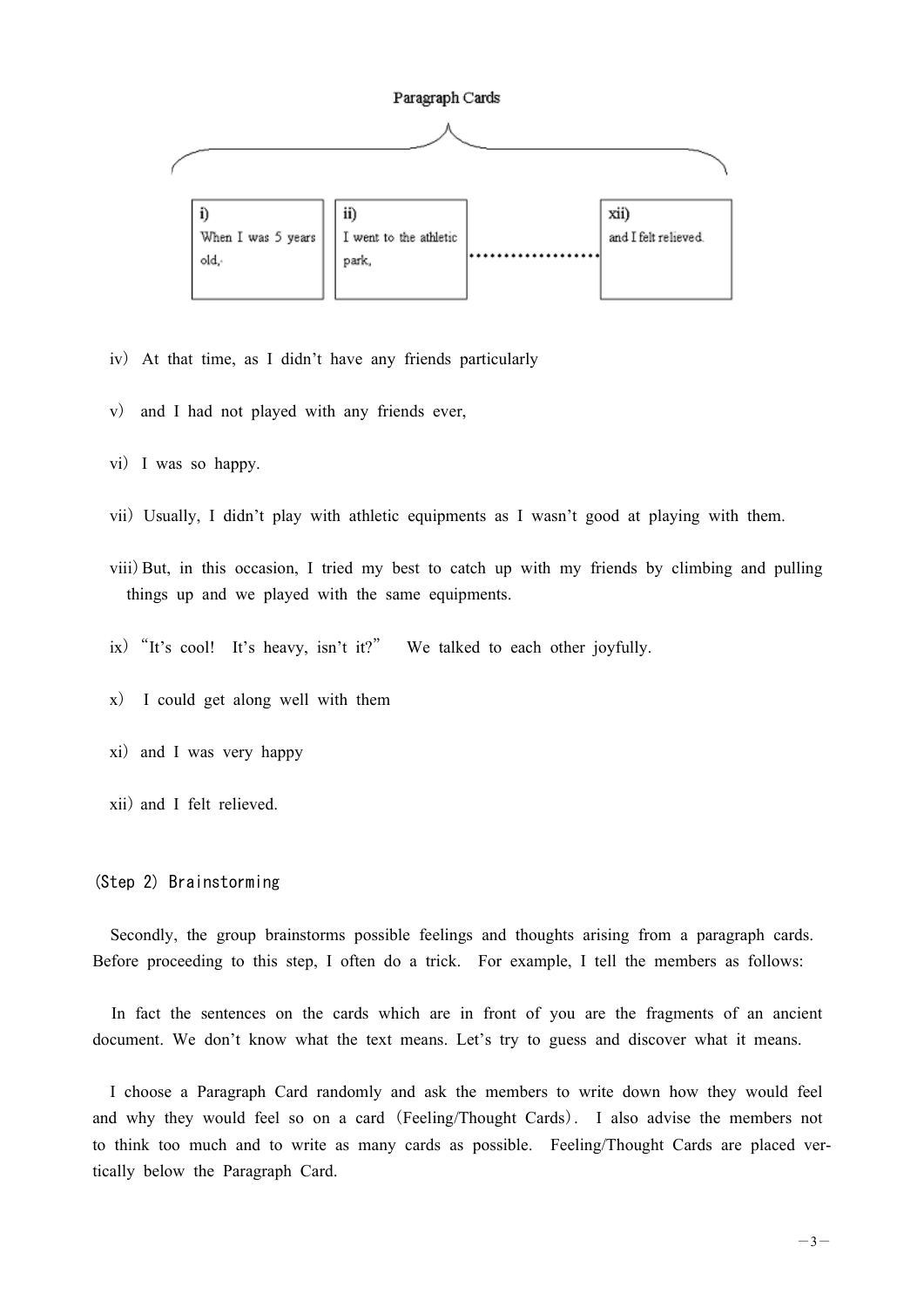Paragraph Cards

| i) When I was 5 years old, | ii) I went to the athletic park, | …………………… | xii) and I felt relieved. |
| --- | --- | --- | --- |

iv) At that time, as I didn't have any friends particularly

v) and I had not played with any friends ever,

vi) I was so happy.

vii) Usually, I didn't play with athletic equipments as I wasn't good at playing with them.

viii) But, in this occasion, I tried my best to catch up with my friends by climbing and pulling things up and we played with the same equipments.

ix) "It's cool! It's heavy, isn't it?" We talked to each other joyfully.

x) I could get along well with them

xi) and I was very happy

xii) and I felt relieved.

(Step 2) Brainstorming

Secondly, the group brainstorms possible feelings and thoughts arising from a paragraph cards. Before proceeding to this step, I often do a trick. For example, I tell the members as follows:

In fact the sentences on the cards which are in front of you are the fragments of an ancient document. We don't know what the text means. Let's try to guess and discover what it means.

I choose a Paragraph Card randomly and ask the members to write down how they would feel and why they would feel so on a card (Feeling/Thought Cards). I also advise the members not to think too much and to write as many cards as possible. Feeling/Thought Cards are placed vertically below the Paragraph Card.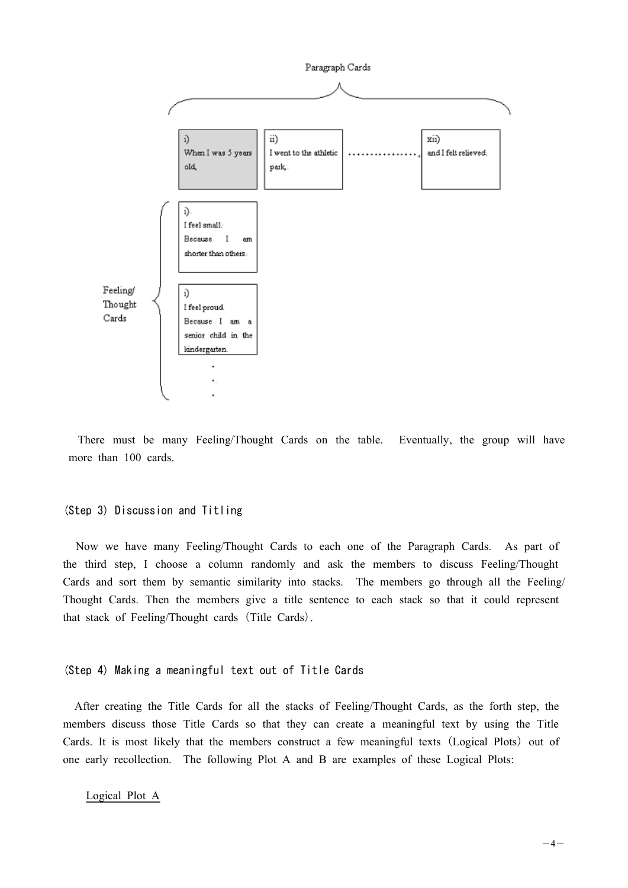Paragraph Cards

| i) When I was 5 years old, | ii) I went to the athletic park, | ................ | xii) and I felt relieved. |
|---|---|---|---|

Feeling/ Thought Cards

| i) I feel small. Because I am shorter than others. |
|---|
| i) I feel proud. Because I am a senior child in the kindergarten. |
| . |
| . |
| . |

There must be many Feeling/Thought Cards on the table. Eventually, the group will have more than 100 cards.

(Step 3) Discussion and Titling

Now we have many Feeling/Thought Cards to each one of the Paragraph Cards. As part of the third step, I choose a column randomly and ask the members to discuss Feeling/Thought Cards and sort them by semantic similarity into stacks. The members go through all the Feeling/ Thought Cards. Then the members give a title sentence to each stack so that it could represent that stack of Feeling/Thought cards (Title Cards).

(Step 4) Making a meaningful text out of Title Cards

After creating the Title Cards for all the stacks of Feeling/Thought Cards, as the forth step, the members discuss those Title Cards so that they can create a meaningful text by using the Title Cards. It is most likely that the members construct a few meaningful texts (Logical Plots) out of one early recollection. The following Plot A and B are examples of these Logical Plots:

Logical Plot A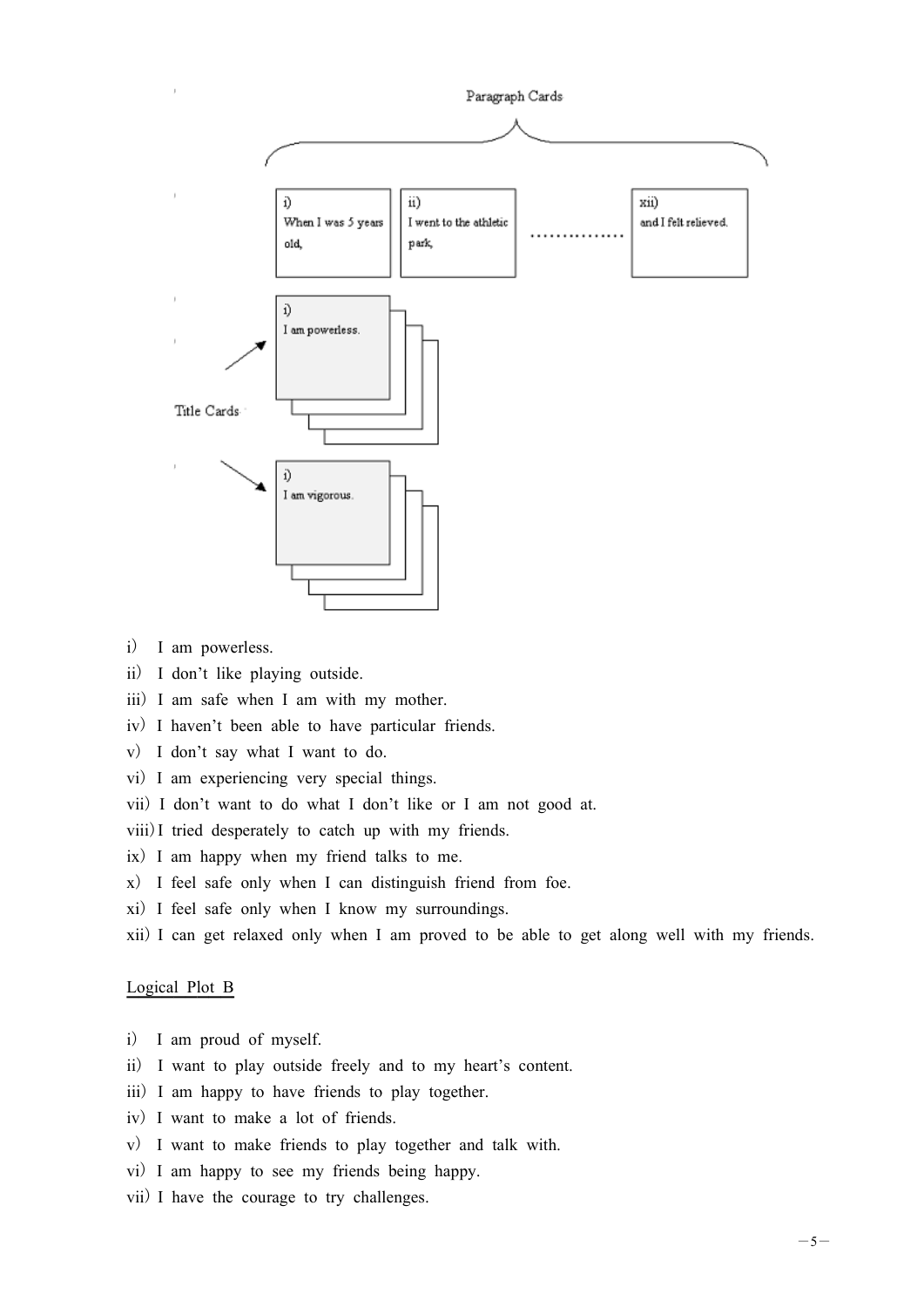Paragraph Cards

i) When I was 5 years old,

ii) I went to the athletic park,

...............

xii) and I felt relieved.

Title Cards

i) I am powerless.

i) I am vigorous.

i) I am powerless.
ii) I don't like playing outside.
iii) I am safe when I am with my mother.
iv) I haven't been able to have particular friends.
v) I don't say what I want to do.
vi) I am experiencing very special things.
vii) I don't want to do what I don't like or I am not good at.
viii) I tried desperately to catch up with my friends.
ix) I am happy when my friend talks to me.
x) I feel safe only when I can distinguish friend from foe.
xi) I feel safe only when I know my surroundings.
xii) I can get relaxed only when I am proved to be able to get along well with my friends.

Logical Plot B

i) I am proud of myself.
ii) I want to play outside freely and to my heart's content.
iii) I am happy to have friends to play together.
iv) I want to make a lot of friends.
v) I want to make friends to play together and talk with.
vi) I am happy to see my friends being happy.
vii) I have the courage to try challenges.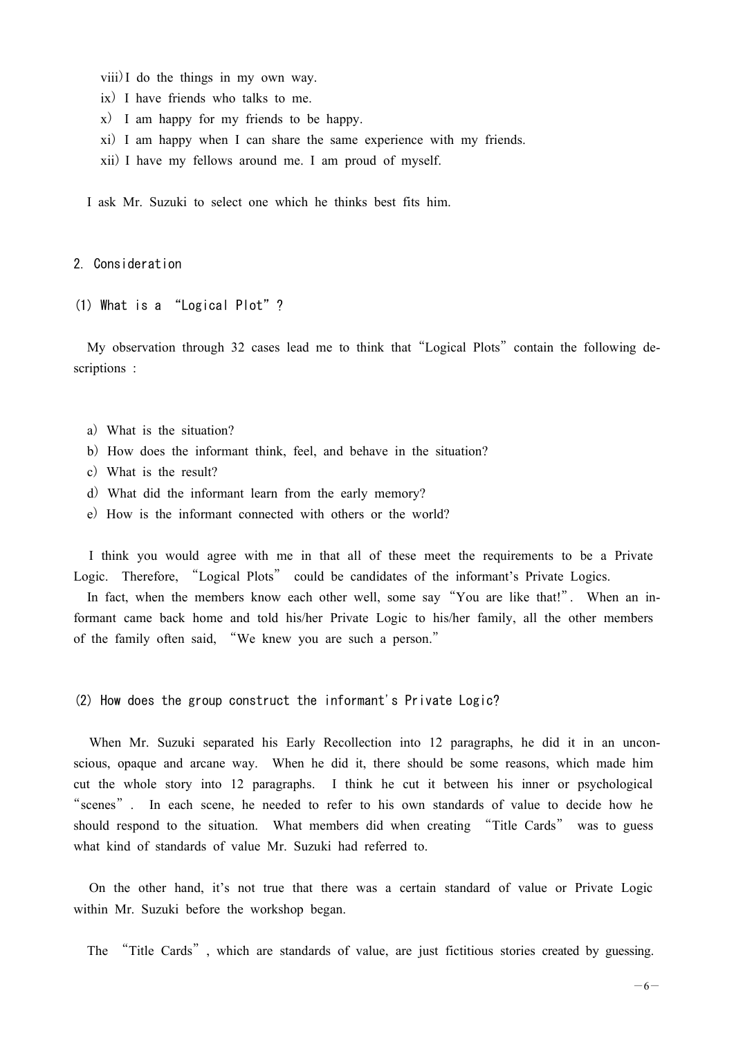viii) I do the things in my own way.
ix) I have friends who talks to me.
x) I am happy for my friends to be happy.
xi) I am happy when I can share the same experience with my friends.
xii) I have my fellows around me. I am proud of myself.

I ask Mr. Suzuki to select one which he thinks best fits him.

## 2. Consideration

### (1) What is a "Logical Plot"?

My observation through 32 cases lead me to think that "Logical Plots" contain the following descriptions :

a) What is the situation?
b) How does the informant think, feel, and behave in the situation?
c) What is the result?
d) What did the informant learn from the early memory?
e) How is the informant connected with others or the world?

I think you would agree with me in that all of these meet the requirements to be a Private Logic. Therefore, "Logical Plots" could be candidates of the informant's Private Logics.
In fact, when the members know each other well, some say "You are like that!". When an informant came back home and told his/her Private Logic to his/her family, all the other members of the family often said, "We knew you are such a person."

### (2) How does the group construct the informant's Private Logic?

When Mr. Suzuki separated his Early Recollection into 12 paragraphs, he did it in an unconscious, opaque and arcane way. When he did it, there should be some reasons, which made him cut the whole story into 12 paragraphs. I think he cut it between his inner or psychological "scenes". In each scene, he needed to refer to his own standards of value to decide how he should respond to the situation. What members did when creating "Title Cards" was to guess what kind of standards of value Mr. Suzuki had referred to.

On the other hand, it's not true that there was a certain standard of value or Private Logic within Mr. Suzuki before the workshop began.

The "Title Cards", which are standards of value, are just fictitious stories created by guessing.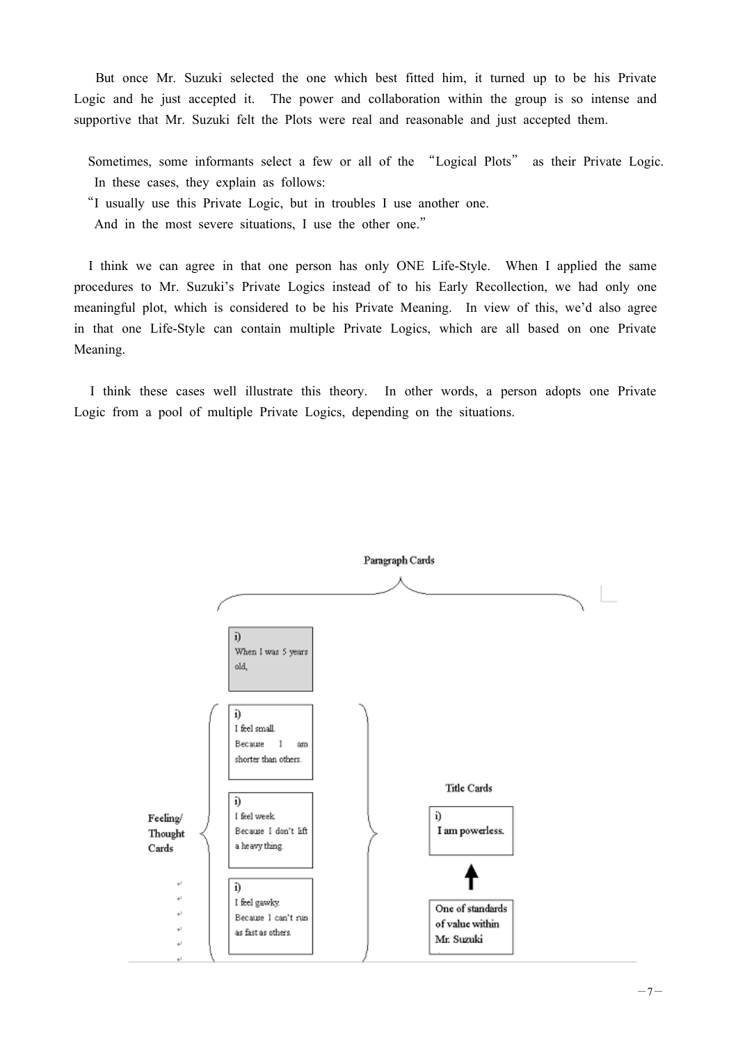But once Mr. Suzuki selected the one which best fitted him, it turned up to be his Private Logic and he just accepted it. The power and collaboration within the group is so intense and supportive that Mr. Suzuki felt the Plots were real and reasonable and just accepted them.

Sometimes, some informants select a few or all of the "Logical Plots" as their Private Logic. In these cases, they explain as follows:
"I usually use this Private Logic, but in troubles I use another one.
And in the most severe situations, I use the other one."

I think we can agree in that one person has only ONE Life-Style. When I applied the same procedures to Mr. Suzuki's Private Logics instead of to his Early Recollection, we had only one meaningful plot, which is considered to be his Private Meaning. In view of this, we'd also agree in that one Life-Style can contain multiple Private Logics, which are all based on one Private Meaning.

I think these cases well illustrate this theory. In other words, a person adopts one Private Logic from a pool of multiple Private Logics, depending on the situations.

Paragraph Cards

i)
When I was 5 years old,

Feeling/ Thought Cards

i)
I feel small.
Because I am shorter than others.

i)
I feel week.
Because I don't lift a heavy thing.

i)
I feel gawky.
Because I can't run as fast as others.

Title Cards

i)
I am powerless.

One of standards of value within Mr. Suzuki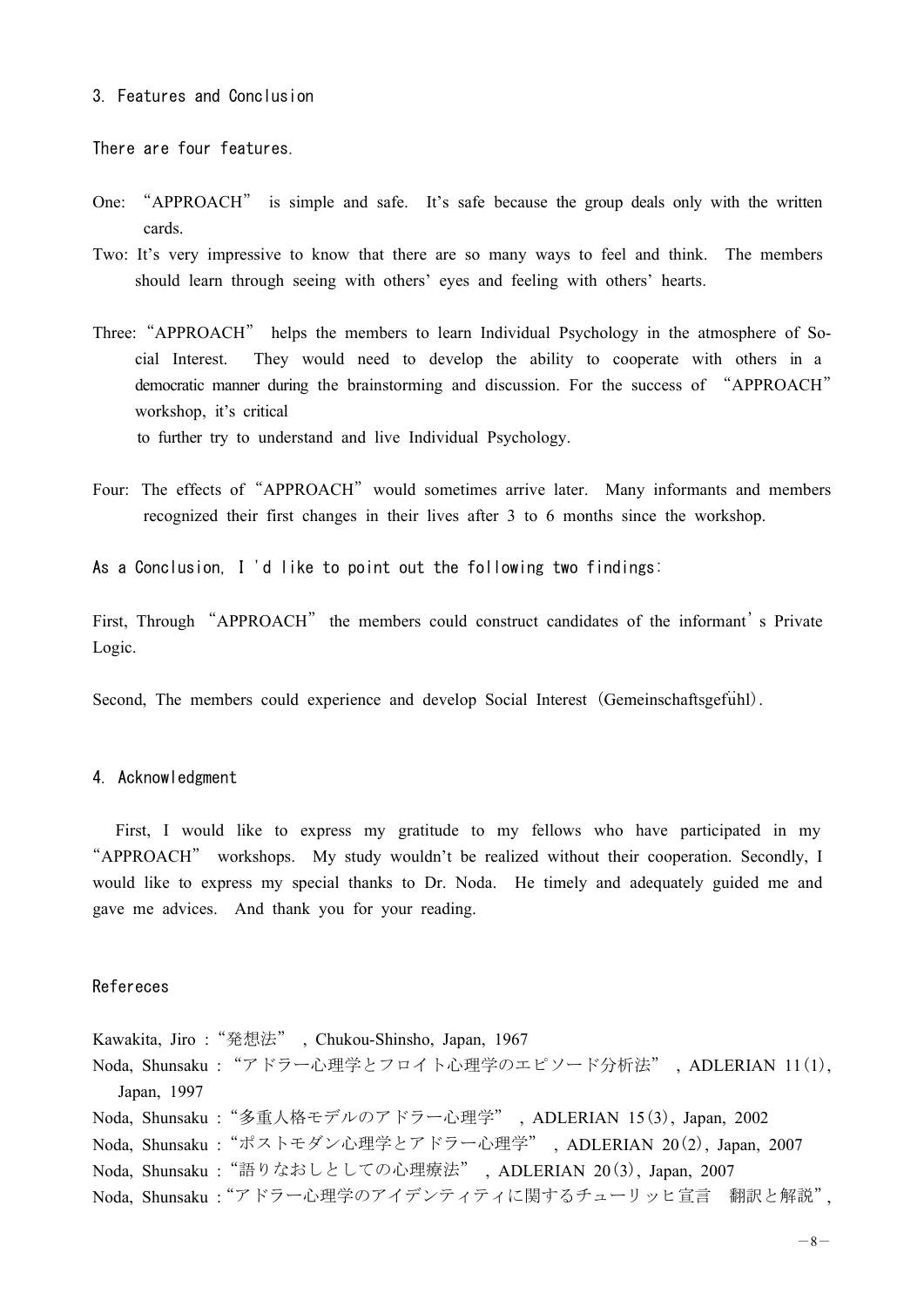## 3. Features and Conclusion

There are four features.

One: "APPROACH" is simple and safe. It's safe because the group deals only with the written cards.

Two: It's very impressive to know that there are so many ways to feel and think. The members should learn through seeing with others' eyes and feeling with others' hearts.

Three: "APPROACH" helps the members to learn Individual Psychology in the atmosphere of Social Interest. They would need to develop the ability to cooperate with others in a democratic manner during the brainstorming and discussion. For the success of "APPROACH" workshop, it's critical to further try to understand and live Individual Psychology.

Four: The effects of "APPROACH" would sometimes arrive later. Many informants and members recognized their first changes in their lives after 3 to 6 months since the workshop.

As a Conclusion, I 'd like to point out the following two findings:

First, Through "APPROACH" the members could construct candidates of the informant's Private Logic.

Second, The members could experience and develop Social Interest (Gemeinschaftsgefühl).

## 4. Acknowledgment

First, I would like to express my gratitude to my fellows who have participated in my "APPROACH" workshops. My study wouldn't be realized without their cooperation. Secondly, I would like to express my special thanks to Dr. Noda. He timely and adequately guided me and gave me advices. And thank you for your reading.

## Refereces

Kawakita, Jiro : "発想法" , Chukou-Shinsho, Japan, 1967

Noda, Shunsaku : "アドラー心理学とフロイト心理学のエピソード分析法" , ADLERIAN 11(1), Japan, 1997

Noda, Shunsaku : "多重人格モデルのアドラー心理学" , ADLERIAN 15(3), Japan, 2002

Noda, Shunsaku : "ポストモダン心理学とアドラー心理学" , ADLERIAN 20(2), Japan, 2007

Noda, Shunsaku : "語りなおしとしての心理療法" , ADLERIAN 20(3), Japan, 2007

Noda, Shunsaku : "アドラー心理学のアイデンティティに関するチューリッヒ宣言　翻訳と解説",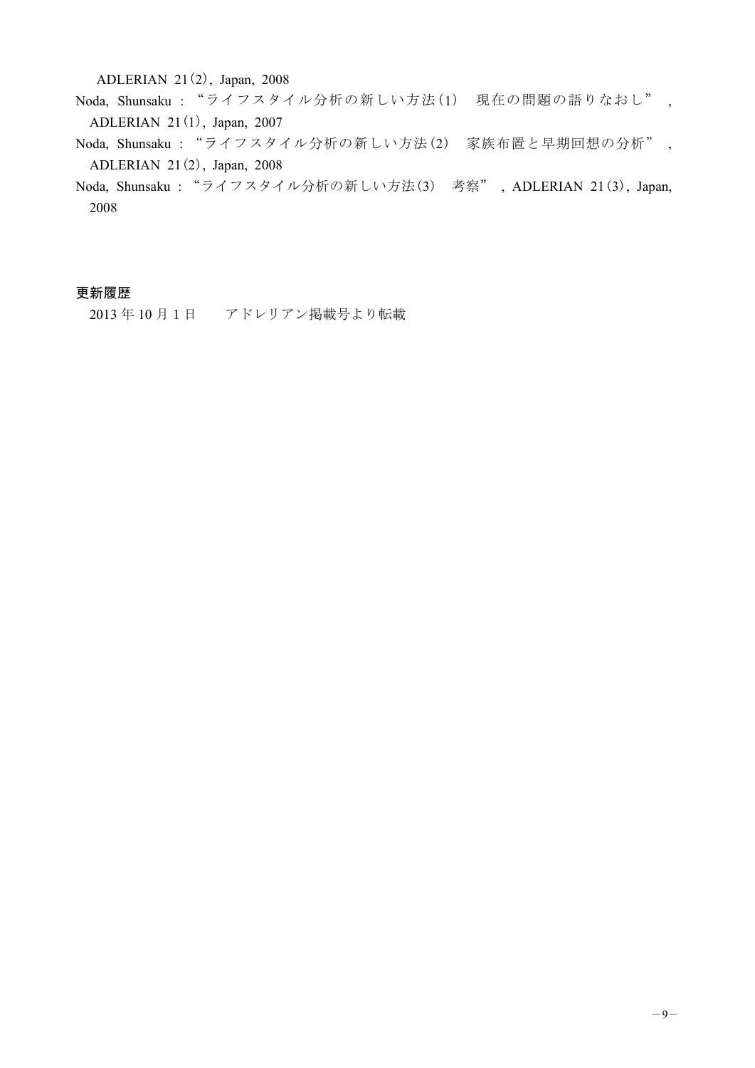ADLERIAN 21(2), Japan, 2008

Noda, Shunsaku : "ライフスタイル分析の新しい方法(1)　現在の問題の語りなおし", ADLERIAN 21(1), Japan, 2007

Noda, Shunsaku : "ライフスタイル分析の新しい方法(2)　家族布置と早期回想の分析", ADLERIAN 21(2), Japan, 2008

Noda, Shunsaku : "ライフスタイル分析の新しい方法(3)　考察", ADLERIAN 21(3), Japan, 2008

## 更新履歴

2013年10月1日　　アドレリアン掲載号より転載